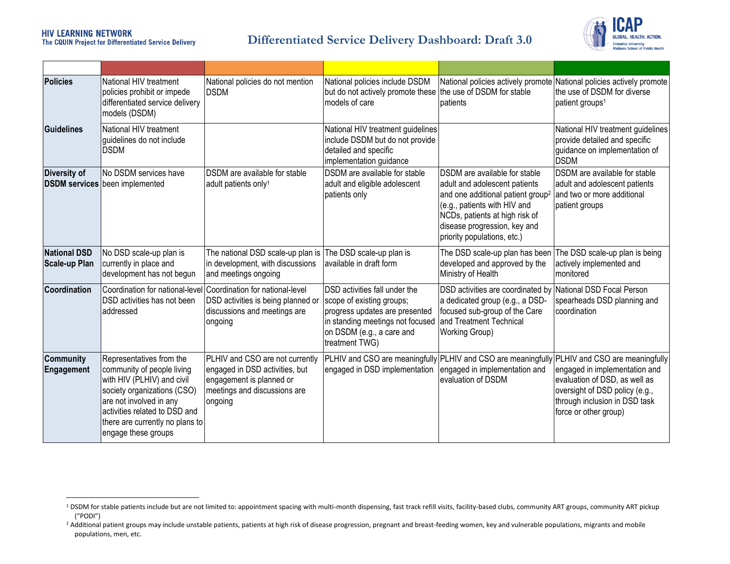HIV LEARNING NETWORK
The CQUIN Project for Differentiated Service Delivery

# Differentiated Service Delivery Dashboard: Draft 3.0

| | | | | | |
|---|---|---|---|---|---|
| **Policies** | National HIV treatment policies prohibit or impede differentiated service delivery models (DSDM) | National policies do not mention DSDM | National policies include DSDM but do not actively promote these models of care | National policies actively promote the use of DSDM for stable patients | National policies actively promote the use of DSDM for diverse patient groups[1] |
| **Guidelines** | National HIV treatment guidelines do not include DSDM | | National HIV treatment guidelines include DSDM but do not provide detailed and specific implementation guidance | | National HIV treatment guidelines provide detailed and specific guidance on implementation of DSDM |
| **Diversity of DSDM services** | No DSDM services have been implemented | DSDM are available for stable adult patients only[1] | DSDM are available for stable adult and eligible adolescent patients only | DSDM are available for stable adult and adolescent patients and one additional patient group[2] (e.g., patients with HIV and NCDs, patients at high risk of disease progression, key and priority populations, etc.) | DSDM are available for stable adult and adolescent patients and two or more additional patient groups |
| **National DSD Scale-up Plan** | No DSD scale-up plan is currently in place and development has not begun | The national DSD scale-up plan is in development, with discussions and meetings ongoing | The DSD scale-up plan is available in draft form | The DSD scale-up plan has been developed and approved by the Ministry of Health | The DSD scale-up plan is being actively implemented and monitored |
| **Coordination** | Coordination for national-level DSD activities has not been addressed | Coordination for national-level DSD activities is being planned or discussions and meetings are ongoing | DSD activities fall under the scope of existing groups; progress updates are presented in standing meetings not focused on DSDM (e.g., a care and treatment TWG) | DSD activities are coordinated by a dedicated group (e.g., a DSD-focused sub-group of the Care and Treatment Technical Working Group) | National DSD Focal Person spearheads DSD planning and coordination |
| **Community Engagement** | Representatives from the community of people living with HIV (PLHIV) and civil society organizations (CSO) are not involved in any activities related to DSD and there are currently no plans to engage these groups | PLHIV and CSO are not currently engaged in DSD activities, but engagement is planned or meetings and discussions are ongoing | PLHIV and CSO are meaningfully engaged in DSD implementation | PLHIV and CSO are meaningfully engaged in implementation and evaluation of DSDM | PLHIV and CSO are meaningfully engaged in implementation and evaluation of DSD, as well as oversight of DSD policy (e.g., through inclusion in DSD task force or other group) |

[1] DSDM for stable patients include but are not limited to: appointment spacing with multi-month dispensing, fast track refill visits, facility-based clubs, community ART groups, community ART pickup ("PODI")

[2] Additional patient groups may include unstable patients, patients at high risk of disease progression, pregnant and breast-feeding women, key and vulnerable populations, migrants and mobile populations, men, etc.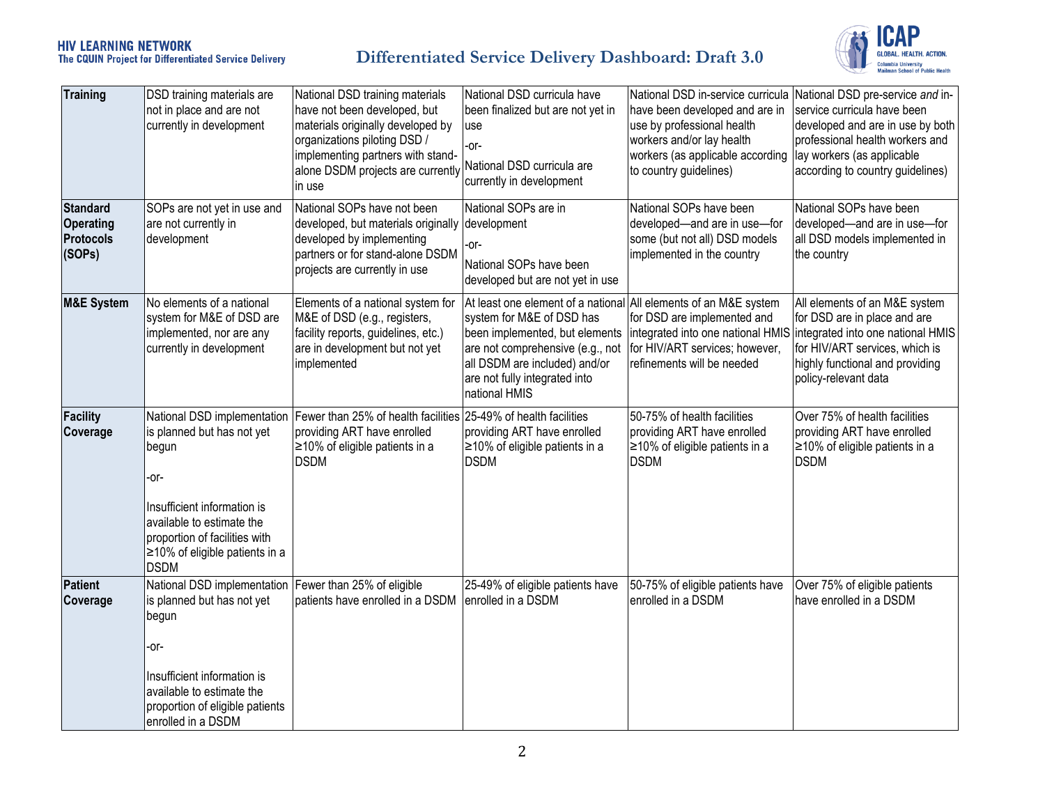| | | | | | |
|---|---|---|---|---|---|
| **Training** | DSD training materials are not in place and are not currently in development | National DSD training materials have not been developed, but materials originally developed by organizations piloting DSD / implementing partners with stand-alone DSDM projects are currently in use | National DSD curricula have been finalized but are not yet in use<br><br>-or-<br><br>National DSD curricula are currently in development | National DSD in-service curricula have been developed and are in use by professional health workers and/or lay health workers (as applicable according to country guidelines) | National DSD pre-service *and* in-service curricula have been developed and are in use by both professional health workers and lay workers (as applicable according to country guidelines) |
| **Standard Operating Protocols (SOPs)** | SOPs are not yet in use and are not currently in development | National SOPs have not been developed, but materials originally developed by implementing partners or for stand-alone DSDM projects are currently in use | National SOPs are in development<br><br>-or-<br><br>National SOPs have been developed but are not yet in use | National SOPs have been developed—and are in use—for some (but not all) DSD models implemented in the country | National SOPs have been developed—and are in use—for all DSD models implemented in the country |
| **M&E System** | No elements of a national system for M&E of DSD are implemented, nor are any currently in development | Elements of a national system for M&E of DSD (e.g., registers, facility reports, guidelines, etc.) are in development but not yet implemented | At least one element of a national system for M&E of DSD has been implemented, but elements are not comprehensive (e.g., not all DSDM are included) and/or are not fully integrated into national HMIS | All elements of an M&E system for DSD are implemented and integrated into one national HMIS for HIV/ART services; however, refinements will be needed | All elements of an M&E system for DSD are in place and are integrated into one national HMIS for HIV/ART services, which is highly functional and providing policy-relevant data |
| **Facility Coverage** | National DSD implementation is planned but has not yet begun<br><br>-or-<br><br>Insufficient information is available to estimate the proportion of facilities with ≥10% of eligible patients in a DSDM | Fewer than 25% of health facilities providing ART have enrolled ≥10% of eligible patients in a DSDM | 25-49% of health facilities providing ART have enrolled ≥10% of eligible patients in a DSDM | 50-75% of health facilities providing ART have enrolled ≥10% of eligible patients in a DSDM | Over 75% of health facilities providing ART have enrolled ≥10% of eligible patients in a DSDM |
| **Patient Coverage** | National DSD implementation is planned but has not yet begun<br><br>-or-<br><br>Insufficient information is available to estimate the proportion of eligible patients enrolled in a DSDM | Fewer than 25% of eligible patients have enrolled in a DSDM | 25-49% of eligible patients have enrolled in a DSDM | 50-75% of eligible patients have enrolled in a DSDM | Over 75% of eligible patients have enrolled in a DSDM |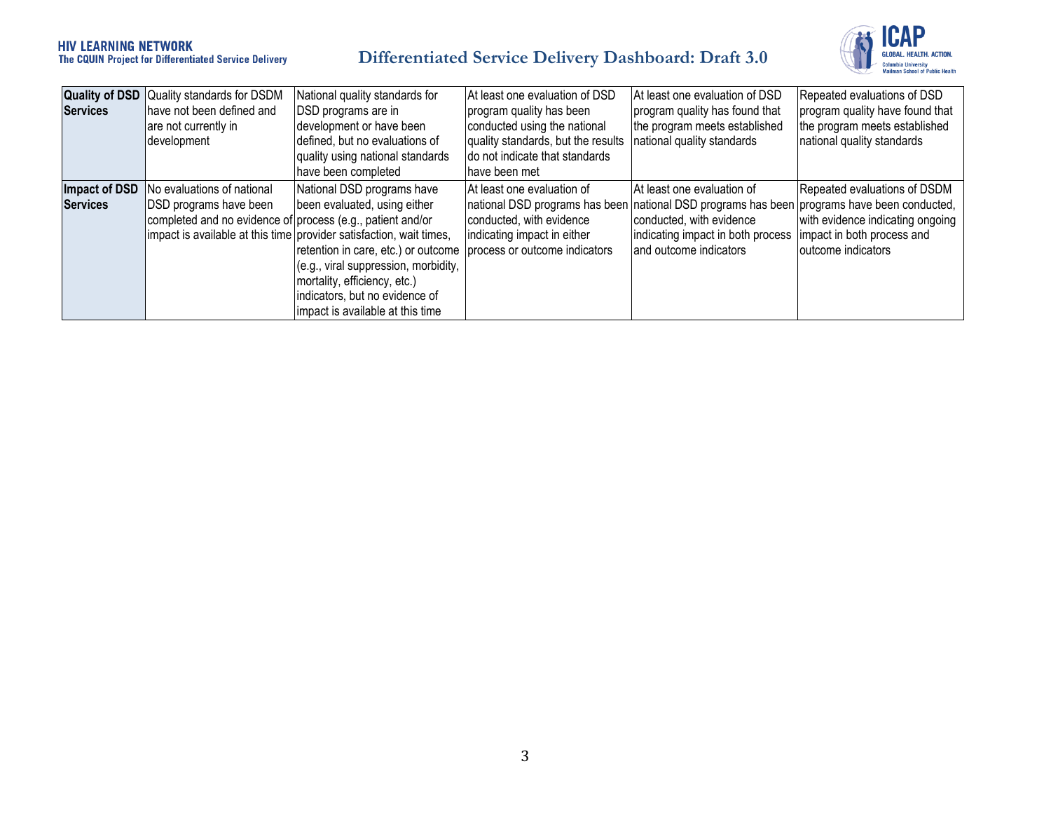| | | | | | |
|---|---|---|---|---|---|
| **Quality of DSD Services** | Quality standards for DSDM have not been defined and are not currently in development | National quality standards for DSD programs are in development or have been defined, but no evaluations of quality using national standards have been completed | At least one evaluation of DSD program quality has been conducted using the national quality standards, but the results do not indicate that standards have been met | At least one evaluation of DSD program quality has found that the program meets established national quality standards | Repeated evaluations of DSD program quality have found that the program meets established national quality standards |
| **Impact of DSD Services** | No evaluations of national DSD programs have been completed and no evidence of impact is available at this time | National DSD programs have been evaluated, using either process (e.g., patient and/or provider satisfaction, wait times, retention in care, etc.) or outcome (e.g., viral suppression, morbidity, mortality, efficiency, etc.) indicators, but no evidence of impact is available at this time | At least one evaluation of national DSD programs has been conducted, with evidence indicating impact in either process or outcome indicators | At least one evaluation of national DSD programs has been conducted, with evidence indicating impact in both process and outcome indicators | Repeated evaluations of DSDM programs have been conducted, with evidence indicating ongoing impact in both process and outcome indicators |